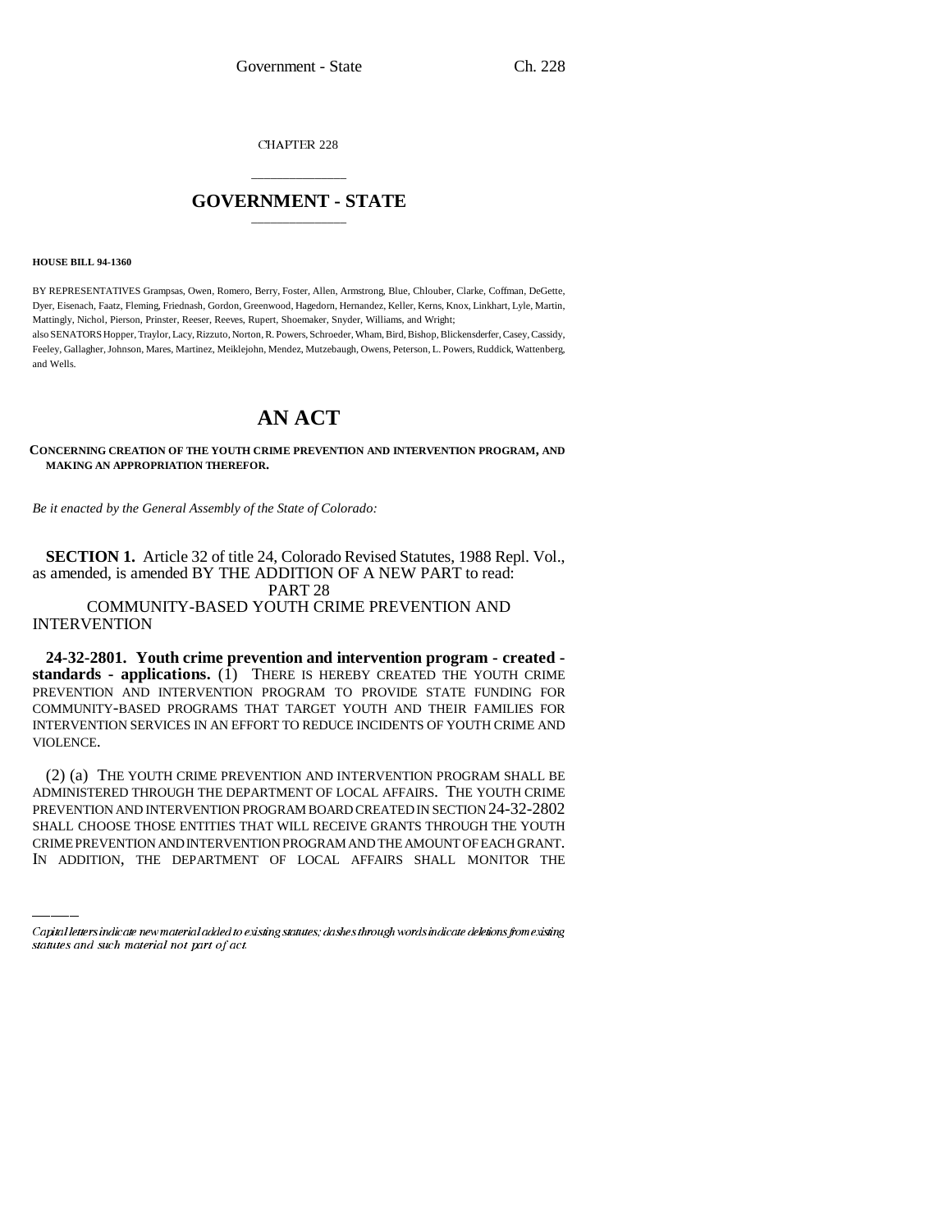CHAPTER 228

# GOVERNMENT - STATE

**HOUSE BILL 94-1360**

BY REPRESENTATIVES Grampsas, Owen, Romero, Berry, Foster, Allen, Armstrong, Blue, Chlouber, Clarke, Coffman, DeGette, Dyer, Eisenach, Faatz, Fleming, Friednash, Gordon, Greenwood, Hagedorn, Hernandez, Keller, Kerns, Knox, Linkhart, Lyle, Martin, Mattingly, Nichol, Pierson, Prinster, Reeser, Reeves, Rupert, Shoemaker, Snyder, Williams, and Wright;
also SENATORS Hopper, Traylor, Lacy, Rizzuto, Norton, R. Powers, Schroeder, Wham, Bird, Bishop, Blickensderfer, Casey, Cassidy, Feeley, Gallagher, Johnson, Mares, Martinez, Meiklejohn, Mendez, Mutzebaugh, Owens, Peterson, L. Powers, Ruddick, Wattenberg, and Wells.

# AN ACT

**CONCERNING CREATION OF THE YOUTH CRIME PREVENTION AND INTERVENTION PROGRAM, AND MAKING AN APPROPRIATION THEREFOR.**

*Be it enacted by the General Assembly of the State of Colorado:*

**SECTION 1.** Article 32 of title 24, Colorado Revised Statutes, 1988 Repl. Vol., as amended, is amended BY THE ADDITION OF A NEW PART to read:

PART 28
COMMUNITY-BASED YOUTH CRIME PREVENTION AND INTERVENTION

**24-32-2801. Youth crime prevention and intervention program - created - standards - applications.** (1) THERE IS HEREBY CREATED THE YOUTH CRIME PREVENTION AND INTERVENTION PROGRAM TO PROVIDE STATE FUNDING FOR COMMUNITY-BASED PROGRAMS THAT TARGET YOUTH AND THEIR FAMILIES FOR INTERVENTION SERVICES IN AN EFFORT TO REDUCE INCIDENTS OF YOUTH CRIME AND VIOLENCE.

(2) (a) THE YOUTH CRIME PREVENTION AND INTERVENTION PROGRAM SHALL BE ADMINISTERED THROUGH THE DEPARTMENT OF LOCAL AFFAIRS. THE YOUTH CRIME PREVENTION AND INTERVENTION PROGRAM BOARD CREATED IN SECTION 24-32-2802 SHALL CHOOSE THOSE ENTITIES THAT WILL RECEIVE GRANTS THROUGH THE YOUTH CRIME PREVENTION AND INTERVENTION PROGRAM AND THE AMOUNT OF EACH GRANT. IN ADDITION, THE DEPARTMENT OF LOCAL AFFAIRS SHALL MONITOR THE

Capital letters indicate new material added to existing statutes; dashes through words indicate deletions from existing statutes and such material not part of act.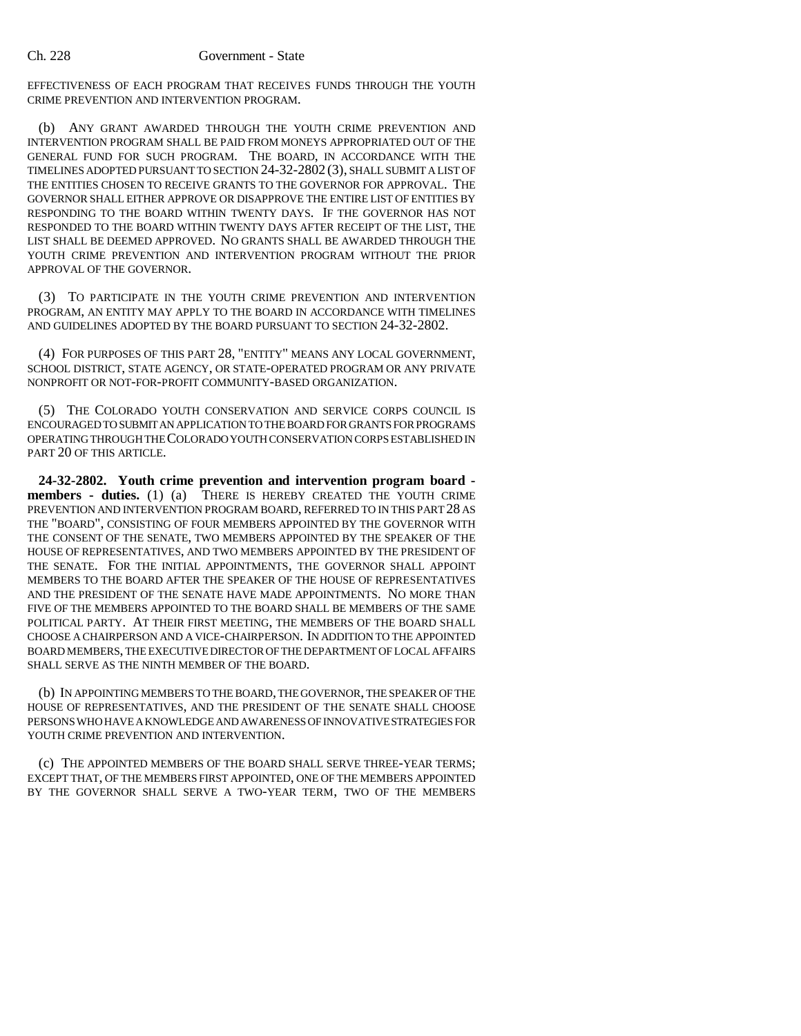EFFECTIVENESS OF EACH PROGRAM THAT RECEIVES FUNDS THROUGH THE YOUTH CRIME PREVENTION AND INTERVENTION PROGRAM.

(b) ANY GRANT AWARDED THROUGH THE YOUTH CRIME PREVENTION AND INTERVENTION PROGRAM SHALL BE PAID FROM MONEYS APPROPRIATED OUT OF THE GENERAL FUND FOR SUCH PROGRAM. THE BOARD, IN ACCORDANCE WITH THE TIMELINES ADOPTED PURSUANT TO SECTION 24-32-2802 (3), SHALL SUBMIT A LIST OF THE ENTITIES CHOSEN TO RECEIVE GRANTS TO THE GOVERNOR FOR APPROVAL. THE GOVERNOR SHALL EITHER APPROVE OR DISAPPROVE THE ENTIRE LIST OF ENTITIES BY RESPONDING TO THE BOARD WITHIN TWENTY DAYS. IF THE GOVERNOR HAS NOT RESPONDED TO THE BOARD WITHIN TWENTY DAYS AFTER RECEIPT OF THE LIST, THE LIST SHALL BE DEEMED APPROVED. NO GRANTS SHALL BE AWARDED THROUGH THE YOUTH CRIME PREVENTION AND INTERVENTION PROGRAM WITHOUT THE PRIOR APPROVAL OF THE GOVERNOR.

(3) TO PARTICIPATE IN THE YOUTH CRIME PREVENTION AND INTERVENTION PROGRAM, AN ENTITY MAY APPLY TO THE BOARD IN ACCORDANCE WITH TIMELINES AND GUIDELINES ADOPTED BY THE BOARD PURSUANT TO SECTION 24-32-2802.

(4) FOR PURPOSES OF THIS PART 28, "ENTITY" MEANS ANY LOCAL GOVERNMENT, SCHOOL DISTRICT, STATE AGENCY, OR STATE-OPERATED PROGRAM OR ANY PRIVATE NONPROFIT OR NOT-FOR-PROFIT COMMUNITY-BASED ORGANIZATION.

(5) THE COLORADO YOUTH CONSERVATION AND SERVICE CORPS COUNCIL IS ENCOURAGED TO SUBMIT AN APPLICATION TO THE BOARD FOR GRANTS FOR PROGRAMS OPERATING THROUGH THE COLORADO YOUTH CONSERVATION CORPS ESTABLISHED IN PART 20 OF THIS ARTICLE.

**24-32-2802. Youth crime prevention and intervention program board - members - duties.** (1) (a) THERE IS HEREBY CREATED THE YOUTH CRIME PREVENTION AND INTERVENTION PROGRAM BOARD, REFERRED TO IN THIS PART 28 AS THE "BOARD", CONSISTING OF FOUR MEMBERS APPOINTED BY THE GOVERNOR WITH THE CONSENT OF THE SENATE, TWO MEMBERS APPOINTED BY THE SPEAKER OF THE HOUSE OF REPRESENTATIVES, AND TWO MEMBERS APPOINTED BY THE PRESIDENT OF THE SENATE. FOR THE INITIAL APPOINTMENTS, THE GOVERNOR SHALL APPOINT MEMBERS TO THE BOARD AFTER THE SPEAKER OF THE HOUSE OF REPRESENTATIVES AND THE PRESIDENT OF THE SENATE HAVE MADE APPOINTMENTS. NO MORE THAN FIVE OF THE MEMBERS APPOINTED TO THE BOARD SHALL BE MEMBERS OF THE SAME POLITICAL PARTY. AT THEIR FIRST MEETING, THE MEMBERS OF THE BOARD SHALL CHOOSE A CHAIRPERSON AND A VICE-CHAIRPERSON. IN ADDITION TO THE APPOINTED BOARD MEMBERS, THE EXECUTIVE DIRECTOR OF THE DEPARTMENT OF LOCAL AFFAIRS SHALL SERVE AS THE NINTH MEMBER OF THE BOARD.

(b) IN APPOINTING MEMBERS TO THE BOARD, THE GOVERNOR, THE SPEAKER OF THE HOUSE OF REPRESENTATIVES, AND THE PRESIDENT OF THE SENATE SHALL CHOOSE PERSONS WHO HAVE A KNOWLEDGE AND AWARENESS OF INNOVATIVE STRATEGIES FOR YOUTH CRIME PREVENTION AND INTERVENTION.

(c) THE APPOINTED MEMBERS OF THE BOARD SHALL SERVE THREE-YEAR TERMS; EXCEPT THAT, OF THE MEMBERS FIRST APPOINTED, ONE OF THE MEMBERS APPOINTED BY THE GOVERNOR SHALL SERVE A TWO-YEAR TERM, TWO OF THE MEMBERS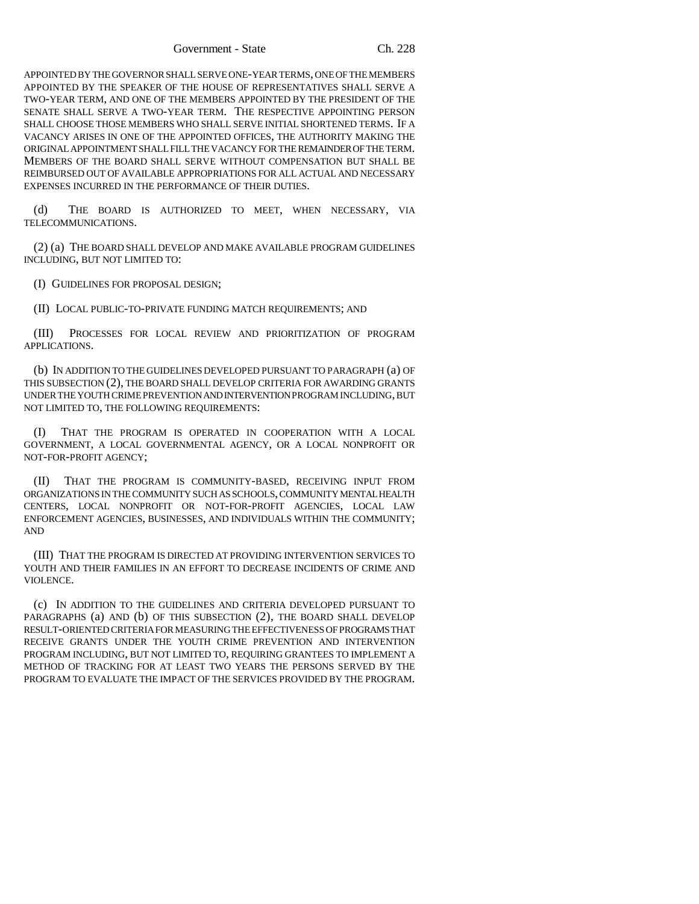APPOINTED BY THE GOVERNOR SHALL SERVE ONE-YEAR TERMS, ONE OF THE MEMBERS APPOINTED BY THE SPEAKER OF THE HOUSE OF REPRESENTATIVES SHALL SERVE A TWO-YEAR TERM, AND ONE OF THE MEMBERS APPOINTED BY THE PRESIDENT OF THE SENATE SHALL SERVE A TWO-YEAR TERM. THE RESPECTIVE APPOINTING PERSON SHALL CHOOSE THOSE MEMBERS WHO SHALL SERVE INITIAL SHORTENED TERMS. IF A VACANCY ARISES IN ONE OF THE APPOINTED OFFICES, THE AUTHORITY MAKING THE ORIGINAL APPOINTMENT SHALL FILL THE VACANCY FOR THE REMAINDER OF THE TERM. MEMBERS OF THE BOARD SHALL SERVE WITHOUT COMPENSATION BUT SHALL BE REIMBURSED OUT OF AVAILABLE APPROPRIATIONS FOR ALL ACTUAL AND NECESSARY EXPENSES INCURRED IN THE PERFORMANCE OF THEIR DUTIES.

(d) THE BOARD IS AUTHORIZED TO MEET, WHEN NECESSARY, VIA TELECOMMUNICATIONS.

(2) (a) THE BOARD SHALL DEVELOP AND MAKE AVAILABLE PROGRAM GUIDELINES INCLUDING, BUT NOT LIMITED TO:

(I) GUIDELINES FOR PROPOSAL DESIGN;

(II) LOCAL PUBLIC-TO-PRIVATE FUNDING MATCH REQUIREMENTS; AND

(III) PROCESSES FOR LOCAL REVIEW AND PRIORITIZATION OF PROGRAM APPLICATIONS.

(b) IN ADDITION TO THE GUIDELINES DEVELOPED PURSUANT TO PARAGRAPH (a) OF THIS SUBSECTION (2), THE BOARD SHALL DEVELOP CRITERIA FOR AWARDING GRANTS UNDER THE YOUTH CRIME PREVENTION AND INTERVENTION PROGRAM INCLUDING, BUT NOT LIMITED TO, THE FOLLOWING REQUIREMENTS:

(I) THAT THE PROGRAM IS OPERATED IN COOPERATION WITH A LOCAL GOVERNMENT, A LOCAL GOVERNMENTAL AGENCY, OR A LOCAL NONPROFIT OR NOT-FOR-PROFIT AGENCY;

(II) THAT THE PROGRAM IS COMMUNITY-BASED, RECEIVING INPUT FROM ORGANIZATIONS IN THE COMMUNITY SUCH AS SCHOOLS, COMMUNITY MENTAL HEALTH CENTERS, LOCAL NONPROFIT OR NOT-FOR-PROFIT AGENCIES, LOCAL LAW ENFORCEMENT AGENCIES, BUSINESSES, AND INDIVIDUALS WITHIN THE COMMUNITY; AND

(III) THAT THE PROGRAM IS DIRECTED AT PROVIDING INTERVENTION SERVICES TO YOUTH AND THEIR FAMILIES IN AN EFFORT TO DECREASE INCIDENTS OF CRIME AND VIOLENCE.

(c) IN ADDITION TO THE GUIDELINES AND CRITERIA DEVELOPED PURSUANT TO PARAGRAPHS (a) AND (b) OF THIS SUBSECTION (2), THE BOARD SHALL DEVELOP RESULT-ORIENTED CRITERIA FOR MEASURING THE EFFECTIVENESS OF PROGRAMS THAT RECEIVE GRANTS UNDER THE YOUTH CRIME PREVENTION AND INTERVENTION PROGRAM INCLUDING, BUT NOT LIMITED TO, REQUIRING GRANTEES TO IMPLEMENT A METHOD OF TRACKING FOR AT LEAST TWO YEARS THE PERSONS SERVED BY THE PROGRAM TO EVALUATE THE IMPACT OF THE SERVICES PROVIDED BY THE PROGRAM.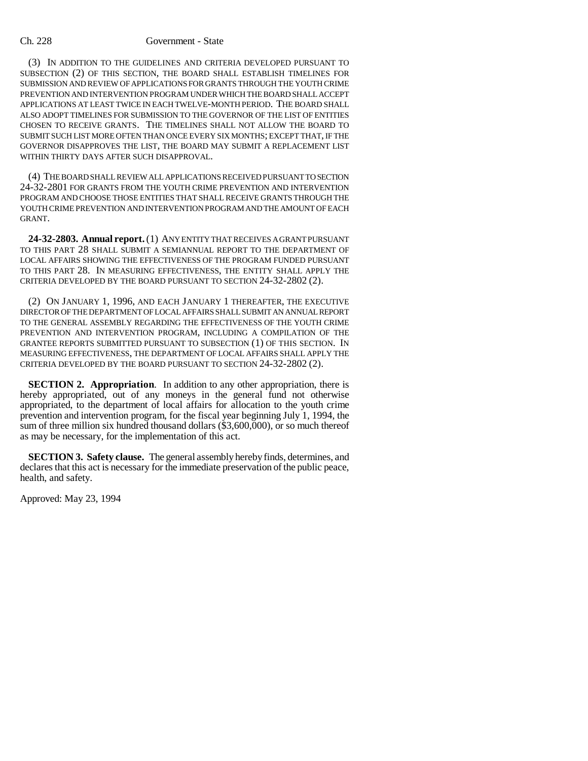(3) IN ADDITION TO THE GUIDELINES AND CRITERIA DEVELOPED PURSUANT TO SUBSECTION (2) OF THIS SECTION, THE BOARD SHALL ESTABLISH TIMELINES FOR SUBMISSION AND REVIEW OF APPLICATIONS FOR GRANTS THROUGH THE YOUTH CRIME PREVENTION AND INTERVENTION PROGRAM UNDER WHICH THE BOARD SHALL ACCEPT APPLICATIONS AT LEAST TWICE IN EACH TWELVE-MONTH PERIOD. THE BOARD SHALL ALSO ADOPT TIMELINES FOR SUBMISSION TO THE GOVERNOR OF THE LIST OF ENTITIES CHOSEN TO RECEIVE GRANTS. THE TIMELINES SHALL NOT ALLOW THE BOARD TO SUBMIT SUCH LIST MORE OFTEN THAN ONCE EVERY SIX MONTHS; EXCEPT THAT, IF THE GOVERNOR DISAPPROVES THE LIST, THE BOARD MAY SUBMIT A REPLACEMENT LIST WITHIN THIRTY DAYS AFTER SUCH DISAPPROVAL.

(4) THE BOARD SHALL REVIEW ALL APPLICATIONS RECEIVED PURSUANT TO SECTION 24-32-2801 FOR GRANTS FROM THE YOUTH CRIME PREVENTION AND INTERVENTION PROGRAM AND CHOOSE THOSE ENTITIES THAT SHALL RECEIVE GRANTS THROUGH THE YOUTH CRIME PREVENTION AND INTERVENTION PROGRAM AND THE AMOUNT OF EACH GRANT.

**24-32-2803. Annual report.** (1) ANY ENTITY THAT RECEIVES A GRANT PURSUANT TO THIS PART 28 SHALL SUBMIT A SEMIANNUAL REPORT TO THE DEPARTMENT OF LOCAL AFFAIRS SHOWING THE EFFECTIVENESS OF THE PROGRAM FUNDED PURSUANT TO THIS PART 28. IN MEASURING EFFECTIVENESS, THE ENTITY SHALL APPLY THE CRITERIA DEVELOPED BY THE BOARD PURSUANT TO SECTION 24-32-2802 (2).

(2) ON JANUARY 1, 1996, AND EACH JANUARY 1 THEREAFTER, THE EXECUTIVE DIRECTOR OF THE DEPARTMENT OF LOCAL AFFAIRS SHALL SUBMIT AN ANNUAL REPORT TO THE GENERAL ASSEMBLY REGARDING THE EFFECTIVENESS OF THE YOUTH CRIME PREVENTION AND INTERVENTION PROGRAM, INCLUDING A COMPILATION OF THE GRANTEE REPORTS SUBMITTED PURSUANT TO SUBSECTION (1) OF THIS SECTION. IN MEASURING EFFECTIVENESS, THE DEPARTMENT OF LOCAL AFFAIRS SHALL APPLY THE CRITERIA DEVELOPED BY THE BOARD PURSUANT TO SECTION 24-32-2802 (2).

**SECTION 2. Appropriation**. In addition to any other appropriation, there is hereby appropriated, out of any moneys in the general fund not otherwise appropriated, to the department of local affairs for allocation to the youth crime prevention and intervention program, for the fiscal year beginning July 1, 1994, the sum of three million six hundred thousand dollars ($3,600,000), or so much thereof as may be necessary, for the implementation of this act.

**SECTION 3. Safety clause.** The general assembly hereby finds, determines, and declares that this act is necessary for the immediate preservation of the public peace, health, and safety.

Approved: May 23, 1994